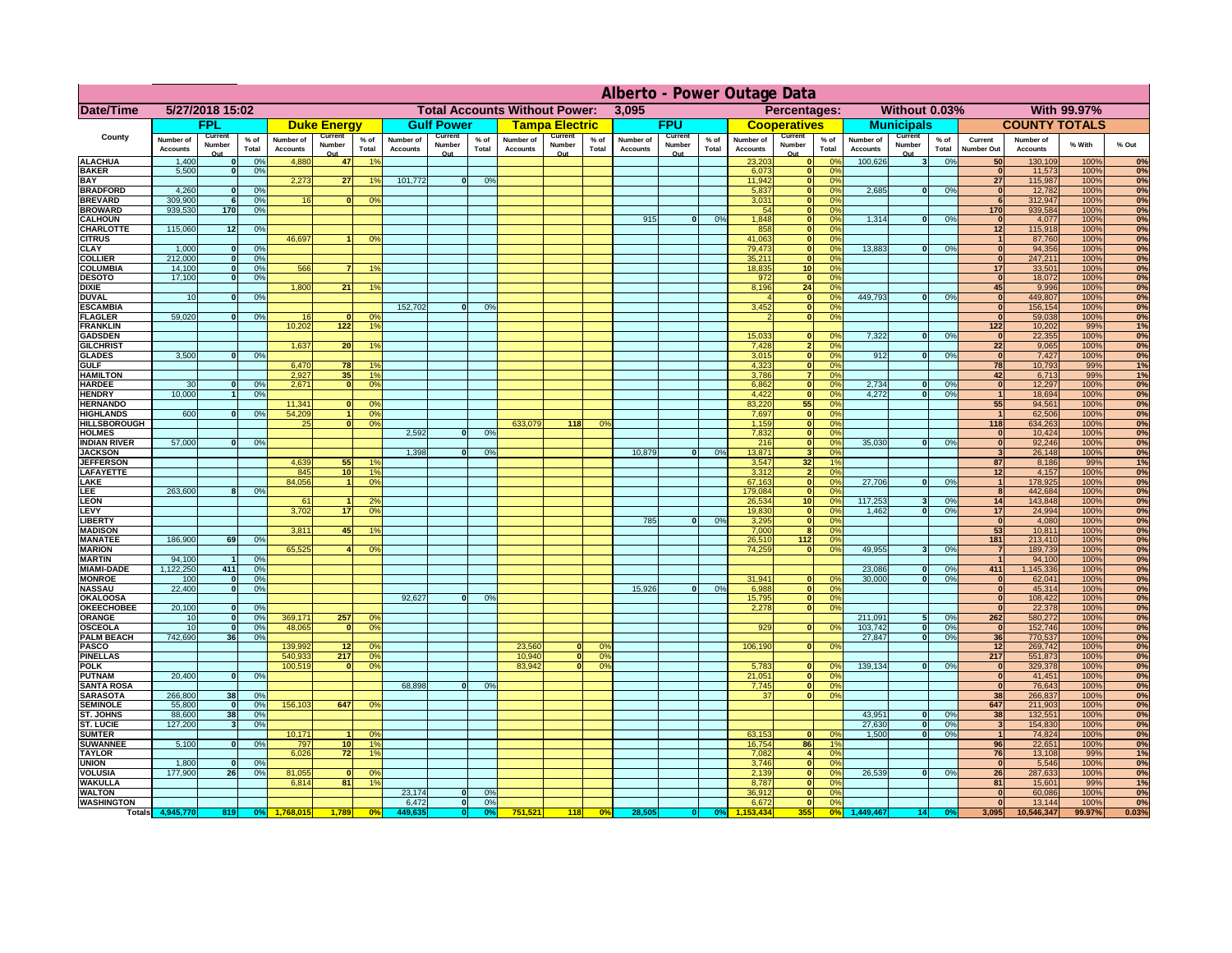# Alberto - Power Outage Data

| Date/Time | 5/27/2018 15:02 | | | | | | Total Accounts Without Power: | | | | 3,095 | | | | Percentages: | | | Without 0.03% | | | With 99.97% | | | |
|---|---|---|---|---|---|---|---|---|---|---|---|---|---|---|---|---|---|---|---|---|---|---|---|---|
| | FPL | | | Duke Energy | | | Gulf Power | | | Tampa Electric | | | FPU | | | Cooperatives | | | Municipals | | | COUNTY TOTALS | | | |
| County | Number of Accounts | Current Number Out | % of Total | Number of Accounts | Current Number Out | % of Total | Number of Accounts | Current Number Out | % of Total | Number of Accounts | Current Number Out | % of Total | Number of Accounts | Current Number Out | % of Total | Number of Accounts | Current Number Out | % of Total | Number of Accounts | Current Number Out | % of Total | Current Number Out | Number of Accounts | % With | % Out |
| ALACHUA | 1,400 | 0 | 0% | 4,880 | 47 | 1% | | | | | | | | | | 23,203 | 0 | 0% | 100,626 | 3 | 0% | 50 | 130,109 | 100% | 0% |
| BAKER | 5,500 | 0 | 0% | | | | | | | | | | | | | 6,073 | 0 | 0% | | | | 0 | 11,573 | 100% | 0% |
| BAY | | | | 2,273 | 27 | 1% | 101,772 | 0 | 0% | | | | | | | 11,942 | 0 | 0% | | | | 27 | 115,987 | 100% | 0% |
| BRADFORD | 4,260 | 0 | 0% | | | | | | | | | | | | | 5,837 | 0 | 0% | 2,685 | 0 | 0% | 0 | 12,782 | 100% | 0% |
| BREVARD | 309,900 | 6 | 0% | 16 | 0 | 0% | | | | | | | | | | 3,031 | 0 | 0% | | | | 6 | 312,947 | 100% | 0% |
| BROWARD | 939,530 | 170 | 0% | | | | | | | | | | | | | 54 | 0 | 0% | | | | 170 | 939,584 | 100% | 0% |
| CALHOUN | | | | | | | | | | | | | 915 | 0 | 0% | 1,848 | 0 | 0% | 1,314 | 0 | 0% | 0 | 4,077 | 100% | 0% |
| CHARLOTTE | 115,060 | 12 | 0% | | | | | | | | | | | | | 858 | 0 | 0% | | | | 12 | 115,918 | 100% | 0% |
| CITRUS | | | | 46,697 | 1 | 0% | | | | | | | | | | 41,063 | 0 | 0% | | | | 1 | 87,760 | 100% | 0% |
| CLAY | 1,000 | 0 | 0% | | | | | | | | | | | | | 79,473 | 0 | 0% | 13,883 | 0 | 0% | 0 | 94,356 | 100% | 0% |
| COLLIER | 212,000 | 0 | 0% | | | | | | | | | | | | | 35,211 | 0 | 0% | | | | 0 | 247,211 | 100% | 0% |
| COLUMBIA | 14,100 | 0 | 0% | 566 | 7 | 1% | | | | | | | | | | 18,835 | 10 | 0% | | | | 17 | 33,501 | 100% | 0% |
| DESOTO | 17,100 | 0 | 0% | | | | | | | | | | | | | 972 | 0 | 0% | | | | 0 | 18,072 | 100% | 0% |
| DIXIE | | | | 1,800 | 21 | 1% | | | | | | | | | | 8,196 | 24 | 0% | | | | 45 | 9,996 | 100% | 0% |
| DUVAL | 10 | 0 | 0% | | | | | | | | | | | | | 4 | 0 | 0% | 449,793 | 0 | 0% | 0 | 449,807 | 100% | 0% |
| ESCAMBIA | | | | | | | 152,702 | 0 | 0% | | | | | | | 3,452 | 0 | 0% | | | | 0 | 156,154 | 100% | 0% |
| FLAGLER | 59,020 | 0 | 0% | 16 | 0 | 0% | | | | | | | | | | 2 | 0 | 0% | | | | 0 | 59,038 | 100% | 0% |
| FRANKLIN | | | | 10,202 | 122 | 1% | | | | | | | | | | | | | | | | 122 | 10,202 | 99% | 1% |
| GADSDEN | | | | | | | | | | | | | | | | 15,033 | 0 | 0% | 7,322 | 0 | 0% | 0 | 22,355 | 100% | 0% |
| GILCHRIST | | | | 1,637 | 20 | 1% | | | | | | | | | | 7,428 | 2 | 0% | | | | 22 | 9,065 | 100% | 0% |
| GLADES | 3,500 | 0 | 0% | | | | | | | | | | | | | 3,015 | 0 | 0% | 912 | 0 | 0% | 0 | 7,427 | 100% | 0% |
| GULF | | | | 6,470 | 78 | 1% | | | | | | | | | | 4,323 | 0 | 0% | | | | 78 | 10,793 | 99% | 1% |
| HAMILTON | | | | 2,927 | 35 | 1% | | | | | | | | | | 3,786 | 7 | 0% | | | | 42 | 6,713 | 99% | 1% |
| HARDEE | 30 | 0 | 0% | 2,671 | 0 | 0% | | | | | | | | | | 6,862 | 0 | 0% | 2,734 | 0 | 0% | 0 | 12,297 | 100% | 0% |
| HENDRY | 10,000 | 1 | 0% | | | | | | | | | | | | | 4,422 | 0 | 0% | 4,272 | 0 | 0% | 1 | 18,694 | 100% | 0% |
| HERNANDO | | | | 11,341 | 0 | 0% | | | | | | | | | | 83,220 | 55 | 0% | | | | 55 | 94,561 | 100% | 0% |
| HIGHLANDS | 600 | 0 | 0% | 54,209 | 1 | 0% | | | | | | | | | | 7,697 | 0 | 0% | | | | 1 | 62,506 | 100% | 0% |
| HILLSBOROUGH | | | | 25 | 0 | 0% | | | | 633,079 | 118 | 0% | | | | 1,159 | 0 | 0% | | | | 118 | 634,263 | 100% | 0% |
| HOLMES | | | | | | | 2,592 | 0 | 0% | | | | | | | 7,832 | 0 | 0% | | | | 0 | 10,424 | 100% | 0% |
| INDIAN RIVER | 57,000 | 0 | 0% | | | | | | | | | | | | | 216 | 0 | 0% | 35,030 | 0 | 0% | 0 | 92,246 | 100% | 0% |
| JACKSON | | | | | | | 1,398 | 0 | 0% | | | | 10,879 | 0 | 0% | 13,871 | 3 | 0% | | | | 3 | 26,148 | 100% | 0% |
| JEFFERSON | | | | 4,639 | 55 | 1% | | | | | | | | | | 3,547 | 32 | 1% | | | | 87 | 8,186 | 99% | 1% |
| LAFAYETTE | | | | 845 | 10 | 1% | | | | | | | | | | 3,312 | 2 | 0% | | | | 12 | 4,157 | 100% | 0% |
| LAKE | | | | 84,056 | 1 | 0% | | | | | | | | | | 67,163 | 0 | 0% | 27,706 | 0 | 0% | 1 | 178,925 | 100% | 0% |
| LEE | 263,600 | 8 | 0% | | | | | | | | | | | | | 179,084 | 0 | 0% | | | | 8 | 442,684 | 100% | 0% |
| LEON | | | | 61 | 1 | 2% | | | | | | | | | | 26,534 | 10 | 0% | 117,253 | 3 | 0% | 14 | 143,848 | 100% | 0% |
| LEVY | | | | 3,702 | 17 | 0% | | | | | | | | | | 19,830 | 0 | 0% | 1,462 | 0 | 0% | 17 | 24,994 | 100% | 0% |
| LIBERTY | | | | | | | | | | | | | 785 | 0 | 0% | 3,295 | 0 | 0% | | | | 0 | 4,080 | 100% | 0% |
| MADISON | | | | 3,811 | 45 | 1% | | | | | | | | | | 7,000 | 8 | 0% | | | | 53 | 10,811 | 100% | 0% |
| MANATEE | 186,900 | 69 | 0% | | | | | | | | | | | | | 26,510 | 112 | 0% | | | | 181 | 213,410 | 100% | 0% |
| MARION | | | | 65,525 | 4 | 0% | | | | | | | | | | 74,259 | 0 | 0% | 49,955 | 3 | 0% | 7 | 189,739 | 100% | 0% |
| MARTIN | 94,100 | 1 | 0% | | | | | | | | | | | | | | | | | | | 1 | 94,100 | 100% | 0% |
| MIAMI-DADE | 1,122,250 | 411 | 0% | | | | | | | | | | | | | | | | 23,086 | 0 | 0% | 411 | 1,145,336 | 100% | 0% |
| MONROE | 100 | 0 | 0% | | | | | | | | | | | | | 31,941 | 0 | 0% | 30,000 | 0 | 0% | 0 | 62,041 | 100% | 0% |
| NASSAU | 22,400 | 0 | 0% | | | | | | | | | | 15,926 | 0 | 0% | 6,988 | 0 | 0% | | | | 0 | 45,314 | 100% | 0% |
| OKALOOSA | | | | | | | 92,627 | 0 | 0% | | | | | | | 15,795 | 0 | 0% | | | | 0 | 108,422 | 100% | 0% |
| OKEECHOBEE | 20,100 | 0 | 0% | | | | | | | | | | | | | 2,278 | 0 | 0% | | | | 0 | 22,378 | 100% | 0% |
| ORANGE | 10 | 0 | 0% | 369,171 | 257 | 0% | | | | | | | | | | | | | 211,091 | 5 | 0% | 262 | 580,272 | 100% | 0% |
| OSCEOLA | 10 | 0 | 0% | 48,065 | 0 | 0% | | | | | | | | | | 929 | 0 | 0% | 103,742 | 0 | 0% | 0 | 152,746 | 100% | 0% |
| PALM BEACH | 742,690 | 36 | 0% | | | | | | | | | | | | | | | | 27,847 | 0 | 0% | 36 | 770,537 | 100% | 0% |
| PASCO | | | | 139,992 | 12 | 0% | | | | 23,560 | 0 | 0% | | | | 106,190 | 0 | 0% | | | | 12 | 269,742 | 100% | 0% |
| PINELLAS | | | | 540,933 | 217 | 0% | | | | 10,940 | 0 | 0% | | | | | | | | | | 217 | 551,873 | 100% | 0% |
| POLK | | | | 100,519 | 0 | 0% | | | | 83,942 | 0 | 0% | | | | 5,783 | 0 | 0% | 139,134 | 0 | 0% | 0 | 329,378 | 100% | 0% |
| PUTNAM | 20,400 | 0 | 0% | | | | | | | | | | | | | 21,051 | 0 | 0% | | | | 0 | 41,451 | 100% | 0% |
| SANTA ROSA | | | | | | | 68,898 | 0 | 0% | | | | | | | 7,745 | 0 | 0% | | | | 0 | 76,643 | 100% | 0% |
| SARASOTA | 266,800 | 38 | 0% | | | | | | | | | | | | | 37 | 0 | 0% | | | | 38 | 266,837 | 100% | 0% |
| SEMINOLE | 55,800 | 0 | 0% | 156,103 | 647 | 0% | | | | | | | | | | | | | | | | 647 | 211,903 | 100% | 0% |
| ST. JOHNS | 88,600 | 38 | 0% | | | | | | | | | | | | | | | | 43,951 | 0 | 0% | 38 | 132,551 | 100% | 0% |
| ST. LUCIE | 127,200 | 3 | 0% | | | | | | | | | | | | | | | | 27,630 | 0 | 0% | 3 | 154,830 | 100% | 0% |
| SUMTER | | | | 10,171 | 1 | 0% | | | | | | | | | | 63,153 | 0 | 0% | 1,500 | 0 | 0% | 1 | 74,824 | 100% | 0% |
| SUWANNEE | 5,100 | 0 | 0% | 797 | 10 | 1% | | | | | | | | | | 16,754 | 86 | 1% | | | | 96 | 22,651 | 100% | 0% |
| TAYLOR | | | | 6,026 | 72 | 1% | | | | | | | | | | 7,082 | 4 | 0% | | | | 76 | 13,108 | 99% | 1% |
| UNION | 1,800 | 0 | 0% | | | | | | | | | | | | | 3,746 | 0 | 0% | | | | 0 | 5,546 | 100% | 0% |
| VOLUSIA | 177,900 | 26 | 0% | 81,055 | 0 | 0% | | | | | | | | | | 2,139 | 0 | 0% | 26,539 | 0 | 0% | 26 | 287,633 | 100% | 0% |
| WAKULLA | | | | 6,814 | 81 | 1% | | | | | | | | | | 8,787 | 0 | 0% | | | | 81 | 15,601 | 99% | 1% |
| WALTON | | | | | | | 23,174 | 0 | 0% | | | | | | | 36,912 | 0 | 0% | | | | 0 | 60,086 | 100% | 0% |
| WASHINGTON | | | | | | | 6,472 | 0 | 0% | | | | | | | 6,672 | 0 | 0% | | | | 0 | 13,144 | 100% | 0% |
| Totals | 4,945,770 | 819 | 0% | 1,768,015 | 1,789 | 0% | 449,635 | 0 | 0% | 751,521 | 118 | 0% | 28,505 | 0 | 0% | 1,153,434 | 355 | 0% | 1,449,467 | 14 | 0% | 3,095 | 10,546,347 | 99.97% | 0.03% |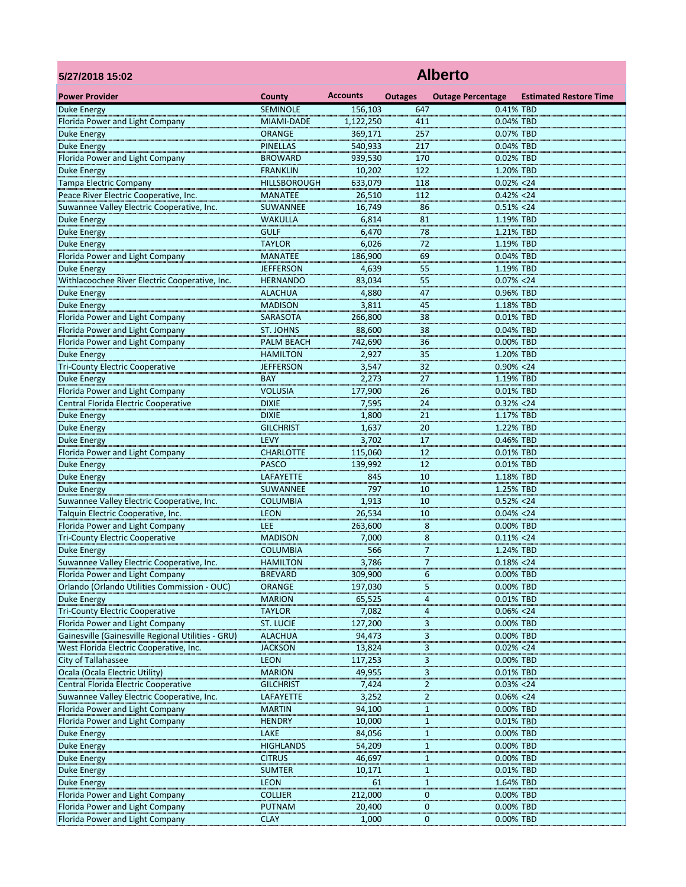| 5/27/2018 15:02 | | Alberto | | | |
|---|---|---|---|---|---|
| **Power Provider** | **County** | **Accounts** | **Outages** | **Outage Percentage** | **Estimated Restore Time** |
| Duke Energy | SEMINOLE | 156,103 | 647 | 0.41% | TBD |
| Florida Power and Light Company | MIAMI-DADE | 1,122,250 | 411 | 0.04% | TBD |
| Duke Energy | ORANGE | 369,171 | 257 | 0.07% | TBD |
| Duke Energy | PINELLAS | 540,933 | 217 | 0.04% | TBD |
| Florida Power and Light Company | BROWARD | 939,530 | 170 | 0.02% | TBD |
| Duke Energy | FRANKLIN | 10,202 | 122 | 1.20% | TBD |
| Tampa Electric Company | HILLSBOROUGH | 633,079 | 118 | 0.02% | <24 |
| Peace River Electric Cooperative, Inc. | MANATEE | 26,510 | 112 | 0.42% | <24 |
| Suwannee Valley Electric Cooperative, Inc. | SUWANNEE | 16,749 | 86 | 0.51% | <24 |
| Duke Energy | WAKULLA | 6,814 | 81 | 1.19% | TBD |
| Duke Energy | GULF | 6,470 | 78 | 1.21% | TBD |
| Duke Energy | TAYLOR | 6,026 | 72 | 1.19% | TBD |
| Florida Power and Light Company | MANATEE | 186,900 | 69 | 0.04% | TBD |
| Duke Energy | JEFFERSON | 4,639 | 55 | 1.19% | TBD |
| Withlacoochee River Electric Cooperative, Inc. | HERNANDO | 83,034 | 55 | 0.07% | <24 |
| Duke Energy | ALACHUA | 4,880 | 47 | 0.96% | TBD |
| Duke Energy | MADISON | 3,811 | 45 | 1.18% | TBD |
| Florida Power and Light Company | SARASOTA | 266,800 | 38 | 0.01% | TBD |
| Florida Power and Light Company | ST. JOHNS | 88,600 | 38 | 0.04% | TBD |
| Florida Power and Light Company | PALM BEACH | 742,690 | 36 | 0.00% | TBD |
| Duke Energy | HAMILTON | 2,927 | 35 | 1.20% | TBD |
| Tri-County Electric Cooperative | JEFFERSON | 3,547 | 32 | 0.90% | <24 |
| Duke Energy | BAY | 2,273 | 27 | 1.19% | TBD |
| Florida Power and Light Company | VOLUSIA | 177,900 | 26 | 0.01% | TBD |
| Central Florida Electric Cooperative | DIXIE | 7,595 | 24 | 0.32% | <24 |
| Duke Energy | DIXIE | 1,800 | 21 | 1.17% | TBD |
| Duke Energy | GILCHRIST | 1,637 | 20 | 1.22% | TBD |
| Duke Energy | LEVY | 3,702 | 17 | 0.46% | TBD |
| Florida Power and Light Company | CHARLOTTE | 115,060 | 12 | 0.01% | TBD |
| Duke Energy | PASCO | 139,992 | 12 | 0.01% | TBD |
| Duke Energy | LAFAYETTE | 845 | 10 | 1.18% | TBD |
| Duke Energy | SUWANNEE | 797 | 10 | 1.25% | TBD |
| Suwannee Valley Electric Cooperative, Inc. | COLUMBIA | 1,913 | 10 | 0.52% | <24 |
| Talquin Electric Cooperative, Inc. | LEON | 26,534 | 10 | 0.04% | <24 |
| Florida Power and Light Company | LEE | 263,600 | 8 | 0.00% | TBD |
| Tri-County Electric Cooperative | MADISON | 7,000 | 8 | 0.11% | <24 |
| Duke Energy | COLUMBIA | 566 | 7 | 1.24% | TBD |
| Suwannee Valley Electric Cooperative, Inc. | HAMILTON | 3,786 | 7 | 0.18% | <24 |
| Florida Power and Light Company | BREVARD | 309,900 | 6 | 0.00% | TBD |
| Orlando (Orlando Utilities Commission - OUC) | ORANGE | 197,030 | 5 | 0.00% | TBD |
| Duke Energy | MARION | 65,525 | 4 | 0.01% | TBD |
| Tri-County Electric Cooperative | TAYLOR | 7,082 | 4 | 0.06% | <24 |
| Florida Power and Light Company | ST. LUCIE | 127,200 | 3 | 0.00% | TBD |
| Gainesville (Gainesville Regional Utilities - GRU) | ALACHUA | 94,473 | 3 | 0.00% | TBD |
| West Florida Electric Cooperative, Inc. | JACKSON | 13,824 | 3 | 0.02% | <24 |
| City of Tallahassee | LEON | 117,253 | 3 | 0.00% | TBD |
| Ocala (Ocala Electric Utility) | MARION | 49,955 | 3 | 0.01% | TBD |
| Central Florida Electric Cooperative | GILCHRIST | 7,424 | 2 | 0.03% | <24 |
| Suwannee Valley Electric Cooperative, Inc. | LAFAYETTE | 3,252 | 2 | 0.06% | <24 |
| Florida Power and Light Company | MARTIN | 94,100 | 1 | 0.00% | TBD |
| Florida Power and Light Company | HENDRY | 10,000 | 1 | 0.01% | TBD |
| Duke Energy | LAKE | 84,056 | 1 | 0.00% | TBD |
| Duke Energy | HIGHLANDS | 54,209 | 1 | 0.00% | TBD |
| Duke Energy | CITRUS | 46,697 | 1 | 0.00% | TBD |
| Duke Energy | SUMTER | 10,171 | 1 | 0.01% | TBD |
| Duke Energy | LEON | 61 | 1 | 1.64% | TBD |
| Florida Power and Light Company | COLLIER | 212,000 | 0 | 0.00% | TBD |
| Florida Power and Light Company | PUTNAM | 20,400 | 0 | 0.00% | TBD |
| Florida Power and Light Company | CLAY | 1,000 | 0 | 0.00% | TBD |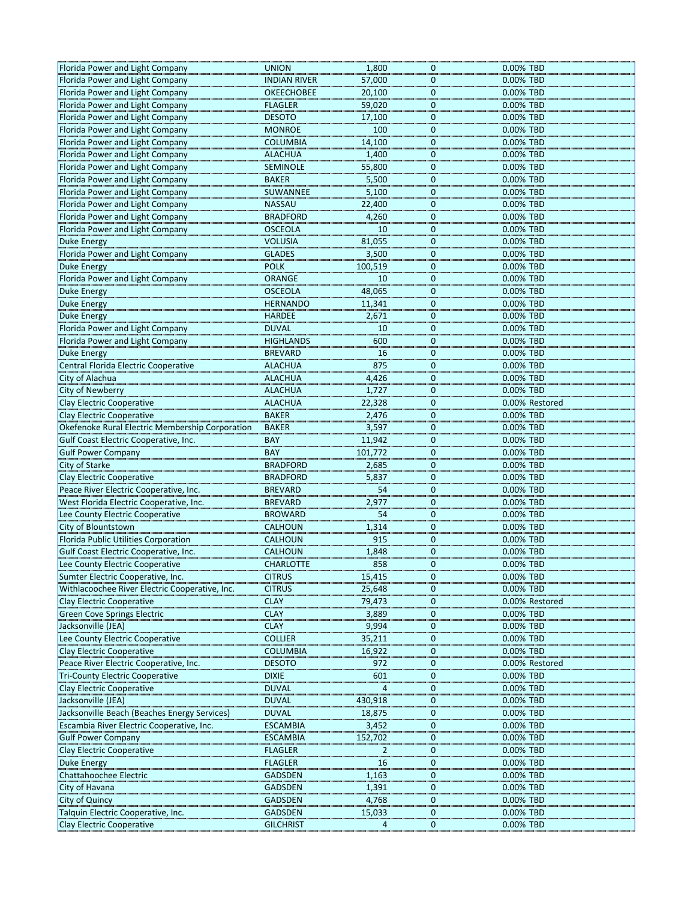| | | | | |
|---|---|---|---|---|
| Florida Power and Light Company | UNION | 1,800 | 0 | 0.00% TBD |
| Florida Power and Light Company | INDIAN RIVER | 57,000 | 0 | 0.00% TBD |
| Florida Power and Light Company | OKEECHOBEE | 20,100 | 0 | 0.00% TBD |
| Florida Power and Light Company | FLAGLER | 59,020 | 0 | 0.00% TBD |
| Florida Power and Light Company | DESOTO | 17,100 | 0 | 0.00% TBD |
| Florida Power and Light Company | MONROE | 100 | 0 | 0.00% TBD |
| Florida Power and Light Company | COLUMBIA | 14,100 | 0 | 0.00% TBD |
| Florida Power and Light Company | ALACHUA | 1,400 | 0 | 0.00% TBD |
| Florida Power and Light Company | SEMINOLE | 55,800 | 0 | 0.00% TBD |
| Florida Power and Light Company | BAKER | 5,500 | 0 | 0.00% TBD |
| Florida Power and Light Company | SUWANNEE | 5,100 | 0 | 0.00% TBD |
| Florida Power and Light Company | NASSAU | 22,400 | 0 | 0.00% TBD |
| Florida Power and Light Company | BRADFORD | 4,260 | 0 | 0.00% TBD |
| Florida Power and Light Company | OSCEOLA | 10 | 0 | 0.00% TBD |
| Duke Energy | VOLUSIA | 81,055 | 0 | 0.00% TBD |
| Florida Power and Light Company | GLADES | 3,500 | 0 | 0.00% TBD |
| Duke Energy | POLK | 100,519 | 0 | 0.00% TBD |
| Florida Power and Light Company | ORANGE | 10 | 0 | 0.00% TBD |
| Duke Energy | OSCEOLA | 48,065 | 0 | 0.00% TBD |
| Duke Energy | HERNANDO | 11,341 | 0 | 0.00% TBD |
| Duke Energy | HARDEE | 2,671 | 0 | 0.00% TBD |
| Florida Power and Light Company | DUVAL | 10 | 0 | 0.00% TBD |
| Florida Power and Light Company | HIGHLANDS | 600 | 0 | 0.00% TBD |
| Duke Energy | BREVARD | 16 | 0 | 0.00% TBD |
| Central Florida Electric Cooperative | ALACHUA | 875 | 0 | 0.00% TBD |
| City of Alachua | ALACHUA | 4,426 | 0 | 0.00% TBD |
| City of Newberry | ALACHUA | 1,727 | 0 | 0.00% TBD |
| Clay Electric Cooperative | ALACHUA | 22,328 | 0 | 0.00% Restored |
| Clay Electric Cooperative | BAKER | 2,476 | 0 | 0.00% TBD |
| Okefenoke Rural Electric Membership Corporation | BAKER | 3,597 | 0 | 0.00% TBD |
| Gulf Coast Electric Cooperative, Inc. | BAY | 11,942 | 0 | 0.00% TBD |
| Gulf Power Company | BAY | 101,772 | 0 | 0.00% TBD |
| City of Starke | BRADFORD | 2,685 | 0 | 0.00% TBD |
| Clay Electric Cooperative | BRADFORD | 5,837 | 0 | 0.00% TBD |
| Peace River Electric Cooperative, Inc. | BREVARD | 54 | 0 | 0.00% TBD |
| West Florida Electric Cooperative, Inc. | BREVARD | 2,977 | 0 | 0.00% TBD |
| Lee County Electric Cooperative | BROWARD | 54 | 0 | 0.00% TBD |
| City of Blountstown | CALHOUN | 1,314 | 0 | 0.00% TBD |
| Florida Public Utilities Corporation | CALHOUN | 915 | 0 | 0.00% TBD |
| Gulf Coast Electric Cooperative, Inc. | CALHOUN | 1,848 | 0 | 0.00% TBD |
| Lee County Electric Cooperative | CHARLOTTE | 858 | 0 | 0.00% TBD |
| Sumter Electric Cooperative, Inc. | CITRUS | 15,415 | 0 | 0.00% TBD |
| Withlacoochee River Electric Cooperative, Inc. | CITRUS | 25,648 | 0 | 0.00% TBD |
| Clay Electric Cooperative | CLAY | 79,473 | 0 | 0.00% Restored |
| Green Cove Springs Electric | CLAY | 3,889 | 0 | 0.00% TBD |
| Jacksonville (JEA) | CLAY | 9,994 | 0 | 0.00% TBD |
| Lee County Electric Cooperative | COLLIER | 35,211 | 0 | 0.00% TBD |
| Clay Electric Cooperative | COLUMBIA | 16,922 | 0 | 0.00% TBD |
| Peace River Electric Cooperative, Inc. | DESOTO | 972 | 0 | 0.00% Restored |
| Tri-County Electric Cooperative | DIXIE | 601 | 0 | 0.00% TBD |
| Clay Electric Cooperative | DUVAL | 4 | 0 | 0.00% TBD |
| Jacksonville (JEA) | DUVAL | 430,918 | 0 | 0.00% TBD |
| Jacksonville Beach (Beaches Energy Services) | DUVAL | 18,875 | 0 | 0.00% TBD |
| Escambia River Electric Cooperative, Inc. | ESCAMBIA | 3,452 | 0 | 0.00% TBD |
| Gulf Power Company | ESCAMBIA | 152,702 | 0 | 0.00% TBD |
| Clay Electric Cooperative | FLAGLER | 2 | 0 | 0.00% TBD |
| Duke Energy | FLAGLER | 16 | 0 | 0.00% TBD |
| Chattahoochee Electric | GADSDEN | 1,163 | 0 | 0.00% TBD |
| City of Havana | GADSDEN | 1,391 | 0 | 0.00% TBD |
| City of Quincy | GADSDEN | 4,768 | 0 | 0.00% TBD |
| Talquin Electric Cooperative, Inc. | GADSDEN | 15,033 | 0 | 0.00% TBD |
| Clay Electric Cooperative | GILCHRIST | 4 | 0 | 0.00% TBD |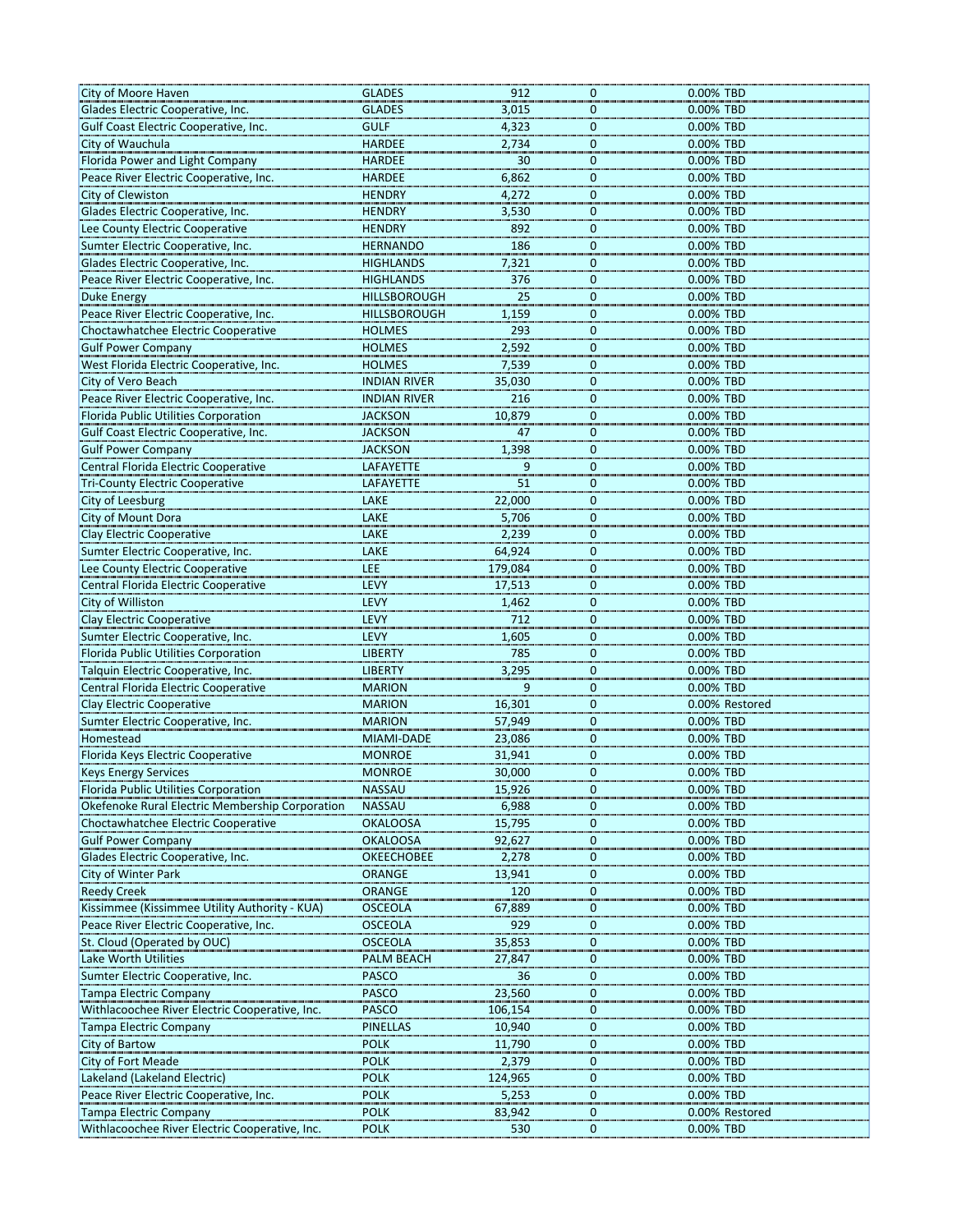| | | | | | |
|---|---|---|---|---|---|
| City of Moore Haven | GLADES | 912 | 0 | 0.00% | TBD |
| Glades Electric Cooperative, Inc. | GLADES | 3,015 | 0 | 0.00% | TBD |
| Gulf Coast Electric Cooperative, Inc. | GULF | 4,323 | 0 | 0.00% | TBD |
| City of Wauchula | HARDEE | 2,734 | 0 | 0.00% | TBD |
| Florida Power and Light Company | HARDEE | 30 | 0 | 0.00% | TBD |
| Peace River Electric Cooperative, Inc. | HARDEE | 6,862 | 0 | 0.00% | TBD |
| City of Clewiston | HENDRY | 4,272 | 0 | 0.00% | TBD |
| Glades Electric Cooperative, Inc. | HENDRY | 3,530 | 0 | 0.00% | TBD |
| Lee County Electric Cooperative | HENDRY | 892 | 0 | 0.00% | TBD |
| Sumter Electric Cooperative, Inc. | HERNANDO | 186 | 0 | 0.00% | TBD |
| Glades Electric Cooperative, Inc. | HIGHLANDS | 7,321 | 0 | 0.00% | TBD |
| Peace River Electric Cooperative, Inc. | HIGHLANDS | 376 | 0 | 0.00% | TBD |
| Duke Energy | HILLSBOROUGH | 25 | 0 | 0.00% | TBD |
| Peace River Electric Cooperative, Inc. | HILLSBOROUGH | 1,159 | 0 | 0.00% | TBD |
| Choctawhatchee Electric Cooperative | HOLMES | 293 | 0 | 0.00% | TBD |
| Gulf Power Company | HOLMES | 2,592 | 0 | 0.00% | TBD |
| West Florida Electric Cooperative, Inc. | HOLMES | 7,539 | 0 | 0.00% | TBD |
| City of Vero Beach | INDIAN RIVER | 35,030 | 0 | 0.00% | TBD |
| Peace River Electric Cooperative, Inc. | INDIAN RIVER | 216 | 0 | 0.00% | TBD |
| Florida Public Utilities Corporation | JACKSON | 10,879 | 0 | 0.00% | TBD |
| Gulf Coast Electric Cooperative, Inc. | JACKSON | 47 | 0 | 0.00% | TBD |
| Gulf Power Company | JACKSON | 1,398 | 0 | 0.00% | TBD |
| Central Florida Electric Cooperative | LAFAYETTE | 9 | 0 | 0.00% | TBD |
| Tri-County Electric Cooperative | LAFAYETTE | 51 | 0 | 0.00% | TBD |
| City of Leesburg | LAKE | 22,000 | 0 | 0.00% | TBD |
| City of Mount Dora | LAKE | 5,706 | 0 | 0.00% | TBD |
| Clay Electric Cooperative | LAKE | 2,239 | 0 | 0.00% | TBD |
| Sumter Electric Cooperative, Inc. | LAKE | 64,924 | 0 | 0.00% | TBD |
| Lee County Electric Cooperative | LEE | 179,084 | 0 | 0.00% | TBD |
| Central Florida Electric Cooperative | LEVY | 17,513 | 0 | 0.00% | TBD |
| City of Williston | LEVY | 1,462 | 0 | 0.00% | TBD |
| Clay Electric Cooperative | LEVY | 712 | 0 | 0.00% | TBD |
| Sumter Electric Cooperative, Inc. | LEVY | 1,605 | 0 | 0.00% | TBD |
| Florida Public Utilities Corporation | LIBERTY | 785 | 0 | 0.00% | TBD |
| Talquin Electric Cooperative, Inc. | LIBERTY | 3,295 | 0 | 0.00% | TBD |
| Central Florida Electric Cooperative | MARION | 9 | 0 | 0.00% | TBD |
| Clay Electric Cooperative | MARION | 16,301 | 0 | 0.00% | Restored |
| Sumter Electric Cooperative, Inc. | MARION | 57,949 | 0 | 0.00% | TBD |
| Homestead | MIAMI-DADE | 23,086 | 0 | 0.00% | TBD |
| Florida Keys Electric Cooperative | MONROE | 31,941 | 0 | 0.00% | TBD |
| Keys Energy Services | MONROE | 30,000 | 0 | 0.00% | TBD |
| Florida Public Utilities Corporation | NASSAU | 15,926 | 0 | 0.00% | TBD |
| Okefenoke Rural Electric Membership Corporation | NASSAU | 6,988 | 0 | 0.00% | TBD |
| Choctawhatchee Electric Cooperative | OKALOOSA | 15,795 | 0 | 0.00% | TBD |
| Gulf Power Company | OKALOOSA | 92,627 | 0 | 0.00% | TBD |
| Glades Electric Cooperative, Inc. | OKEECHOBEE | 2,278 | 0 | 0.00% | TBD |
| City of Winter Park | ORANGE | 13,941 | 0 | 0.00% | TBD |
| Reedy Creek | ORANGE | 120 | 0 | 0.00% | TBD |
| Kissimmee (Kissimmee Utility Authority - KUA) | OSCEOLA | 67,889 | 0 | 0.00% | TBD |
| Peace River Electric Cooperative, Inc. | OSCEOLA | 929 | 0 | 0.00% | TBD |
| St. Cloud (Operated by OUC) | OSCEOLA | 35,853 | 0 | 0.00% | TBD |
| Lake Worth Utilities | PALM BEACH | 27,847 | 0 | 0.00% | TBD |
| Sumter Electric Cooperative, Inc. | PASCO | 36 | 0 | 0.00% | TBD |
| Tampa Electric Company | PASCO | 23,560 | 0 | 0.00% | TBD |
| Withlacoochee River Electric Cooperative, Inc. | PASCO | 106,154 | 0 | 0.00% | TBD |
| Tampa Electric Company | PINELLAS | 10,940 | 0 | 0.00% | TBD |
| City of Bartow | POLK | 11,790 | 0 | 0.00% | TBD |
| City of Fort Meade | POLK | 2,379 | 0 | 0.00% | TBD |
| Lakeland (Lakeland Electric) | POLK | 124,965 | 0 | 0.00% | TBD |
| Peace River Electric Cooperative, Inc. | POLK | 5,253 | 0 | 0.00% | TBD |
| Tampa Electric Company | POLK | 83,942 | 0 | 0.00% | Restored |
| Withlacoochee River Electric Cooperative, Inc. | POLK | 530 | 0 | 0.00% | TBD |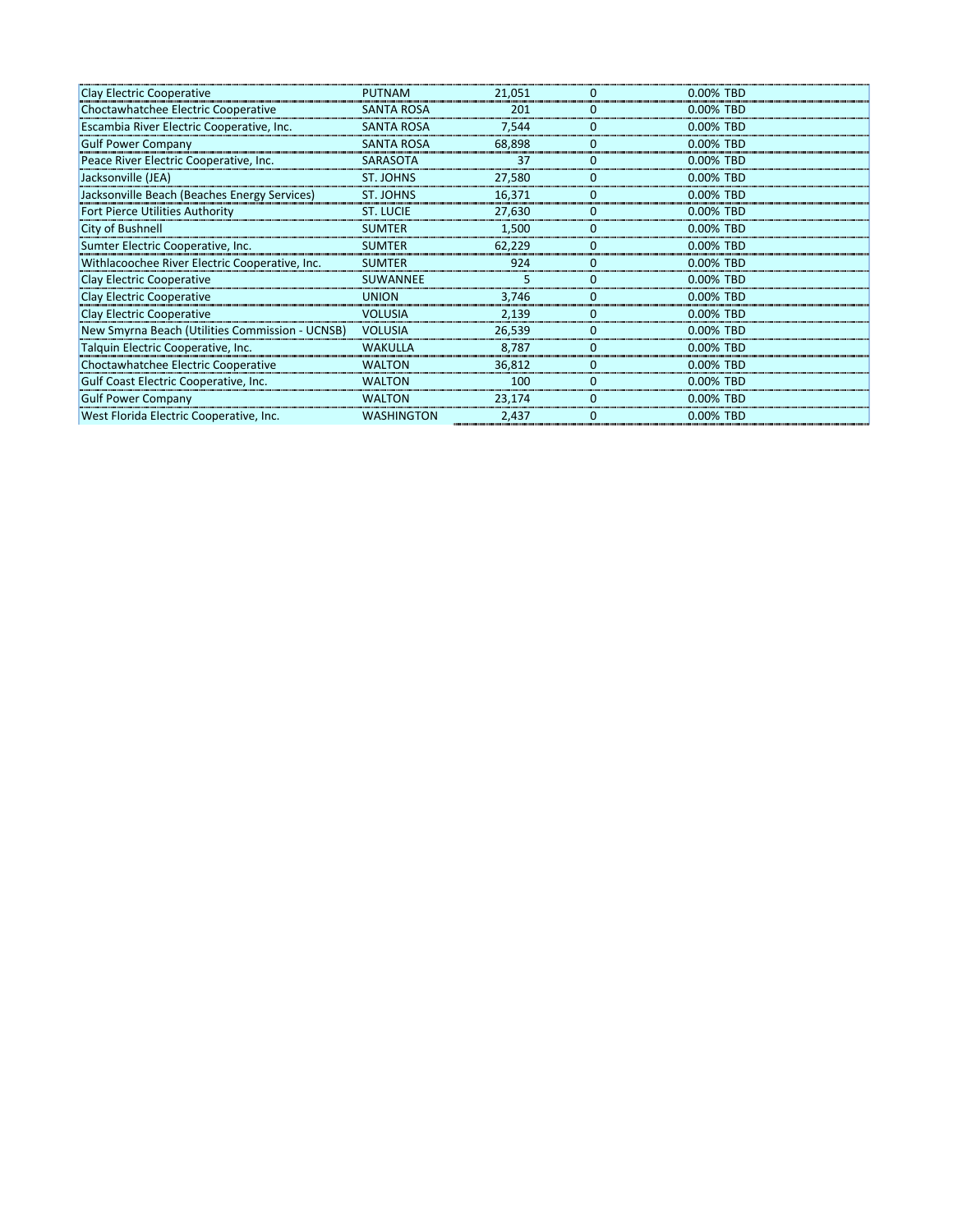| | | | | | |
|---|---|---|---|---|---|
| Clay Electric Cooperative | PUTNAM | 21,051 | 0 | 0.00% | TBD |
| Choctawhatchee Electric Cooperative | SANTA ROSA | 201 | 0 | 0.00% | TBD |
| Escambia River Electric Cooperative, Inc. | SANTA ROSA | 7,544 | 0 | 0.00% | TBD |
| Gulf Power Company | SANTA ROSA | 68,898 | 0 | 0.00% | TBD |
| Peace River Electric Cooperative, Inc. | SARASOTA | 37 | 0 | 0.00% | TBD |
| Jacksonville (JEA) | ST. JOHNS | 27,580 | 0 | 0.00% | TBD |
| Jacksonville Beach (Beaches Energy Services) | ST. JOHNS | 16,371 | 0 | 0.00% | TBD |
| Fort Pierce Utilities Authority | ST. LUCIE | 27,630 | 0 | 0.00% | TBD |
| City of Bushnell | SUMTER | 1,500 | 0 | 0.00% | TBD |
| Sumter Electric Cooperative, Inc. | SUMTER | 62,229 | 0 | 0.00% | TBD |
| Withlacoochee River Electric Cooperative, Inc. | SUMTER | 924 | 0 | 0.00% | TBD |
| Clay Electric Cooperative | SUWANNEE | 5 | 0 | 0.00% | TBD |
| Clay Electric Cooperative | UNION | 3,746 | 0 | 0.00% | TBD |
| Clay Electric Cooperative | VOLUSIA | 2,139 | 0 | 0.00% | TBD |
| New Smyrna Beach (Utilities Commission - UCNSB) | VOLUSIA | 26,539 | 0 | 0.00% | TBD |
| Talquin Electric Cooperative, Inc. | WAKULLA | 8,787 | 0 | 0.00% | TBD |
| Choctawhatchee Electric Cooperative | WALTON | 36,812 | 0 | 0.00% | TBD |
| Gulf Coast Electric Cooperative, Inc. | WALTON | 100 | 0 | 0.00% | TBD |
| Gulf Power Company | WALTON | 23,174 | 0 | 0.00% | TBD |
| West Florida Electric Cooperative, Inc. | WASHINGTON | 2,437 | 0 | 0.00% | TBD |